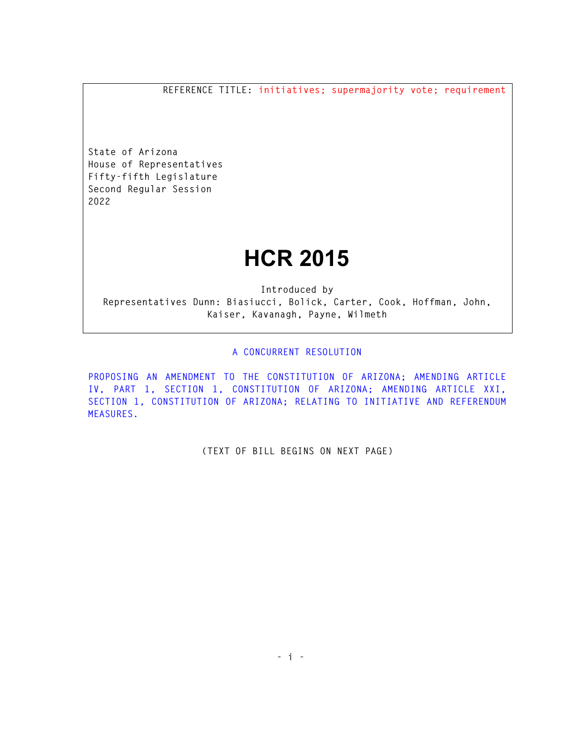REFERENCE TITLE: initiatives; supermajority vote; requirement

State of Arizona
House of Representatives
Fifty-fifth Legislature
Second Regular Session
2022

# HCR 2015

Introduced by
Representatives Dunn: Biasiucci, Bolick, Carter, Cook, Hoffman, John, Kaiser, Kavanagh, Payne, Wilmeth

A CONCURRENT RESOLUTION

PROPOSING AN AMENDMENT TO THE CONSTITUTION OF ARIZONA; AMENDING ARTICLE IV, PART 1, SECTION 1, CONSTITUTION OF ARIZONA; AMENDING ARTICLE XXI, SECTION 1, CONSTITUTION OF ARIZONA; RELATING TO INITIATIVE AND REFERENDUM MEASURES.

(TEXT OF BILL BEGINS ON NEXT PAGE)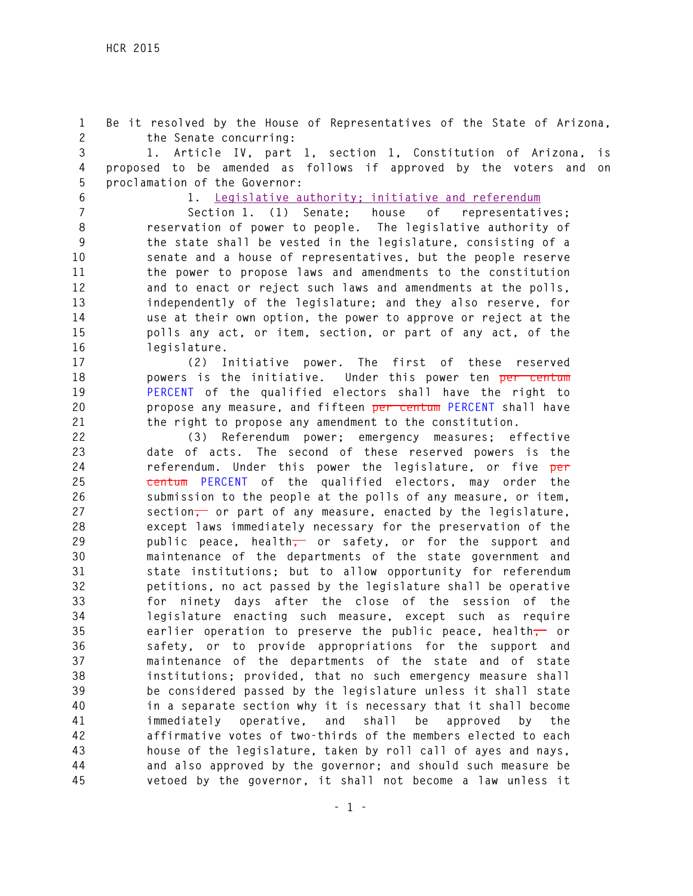Be it resolved by the House of Representatives of the State of Arizona, the Senate concurring:

1. Article IV, part 1, section 1, Constitution of Arizona, is proposed to be amended as follows if approved by the voters and on proclamation of the Governor:

1. Legislative authority; initiative and referendum

Section 1. (1) Senate; house of representatives; reservation of power to people. The legislative authority of the state shall be vested in the legislature, consisting of a senate and a house of representatives, but the people reserve the power to propose laws and amendments to the constitution and to enact or reject such laws and amendments at the polls, independently of the legislature; and they also reserve, for use at their own option, the power to approve or reject at the polls any act, or item, section, or part of any act, of the legislature.

(2) Initiative power. The first of these reserved powers is the initiative. Under this power ten ~~per centum~~ PERCENT of the qualified electors shall have the right to propose any measure, and fifteen ~~per centum~~ PERCENT shall have the right to propose any amendment to the constitution.

(3) Referendum power; emergency measures; effective date of acts. The second of these reserved powers is the referendum. Under this power the legislature, or five ~~per centum~~ PERCENT of the qualified electors, may order the submission to the people at the polls of any measure, or item, section~~,~~ or part of any measure, enacted by the legislature, except laws immediately necessary for the preservation of the public peace, health~~,~~ or safety, or for the support and maintenance of the departments of the state government and state institutions; but to allow opportunity for referendum petitions, no act passed by the legislature shall be operative for ninety days after the close of the session of the legislature enacting such measure, except such as require earlier operation to preserve the public peace, health~~,~~ or safety, or to provide appropriations for the support and maintenance of the departments of the state and of state institutions; provided, that no such emergency measure shall be considered passed by the legislature unless it shall state in a separate section why it is necessary that it shall become immediately operative, and shall be approved by the affirmative votes of two-thirds of the members elected to each house of the legislature, taken by roll call of ayes and nays, and also approved by the governor; and should such measure be vetoed by the governor, it shall not become a law unless it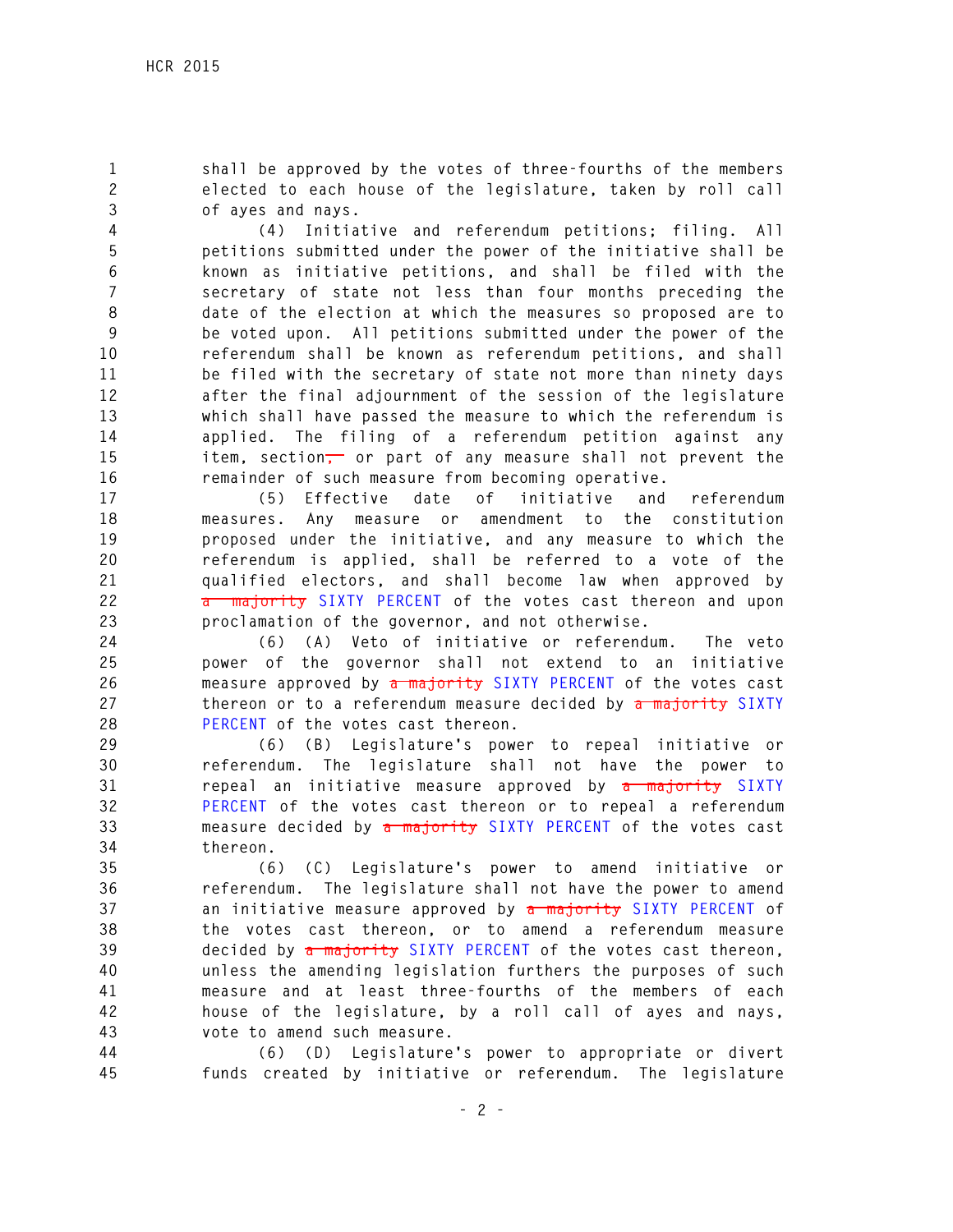shall be approved by the votes of three-fourths of the members elected to each house of the legislature, taken by roll call of ayes and nays.

(4) Initiative and referendum petitions; filing. All petitions submitted under the power of the initiative shall be known as initiative petitions, and shall be filed with the secretary of state not less than four months preceding the date of the election at which the measures so proposed are to be voted upon. All petitions submitted under the power of the referendum shall be known as referendum petitions, and shall be filed with the secretary of state not more than ninety days after the final adjournment of the session of the legislature which shall have passed the measure to which the referendum is applied. The filing of a referendum petition against any item, section~~,~~ or part of any measure shall not prevent the remainder of such measure from becoming operative.

(5) Effective date of initiative and referendum measures. Any measure or amendment to the constitution proposed under the initiative, and any measure to which the referendum is applied, shall be referred to a vote of the qualified electors, and shall become law when approved by ~~a majority~~ SIXTY PERCENT of the votes cast thereon and upon proclamation of the governor, and not otherwise.

(6) (A) Veto of initiative or referendum. The veto power of the governor shall not extend to an initiative measure approved by ~~a majority~~ SIXTY PERCENT of the votes cast thereon or to a referendum measure decided by ~~a majority~~ SIXTY PERCENT of the votes cast thereon.

(6) (B) Legislature's power to repeal initiative or referendum. The legislature shall not have the power to repeal an initiative measure approved by ~~a majority~~ SIXTY PERCENT of the votes cast thereon or to repeal a referendum measure decided by ~~a majority~~ SIXTY PERCENT of the votes cast thereon.

(6) (C) Legislature's power to amend initiative or referendum. The legislature shall not have the power to amend an initiative measure approved by ~~a majority~~ SIXTY PERCENT of the votes cast thereon, or to amend a referendum measure decided by ~~a majority~~ SIXTY PERCENT of the votes cast thereon, unless the amending legislation furthers the purposes of such measure and at least three-fourths of the members of each house of the legislature, by a roll call of ayes and nays, vote to amend such measure.

(6) (D) Legislature's power to appropriate or divert funds created by initiative or referendum. The legislature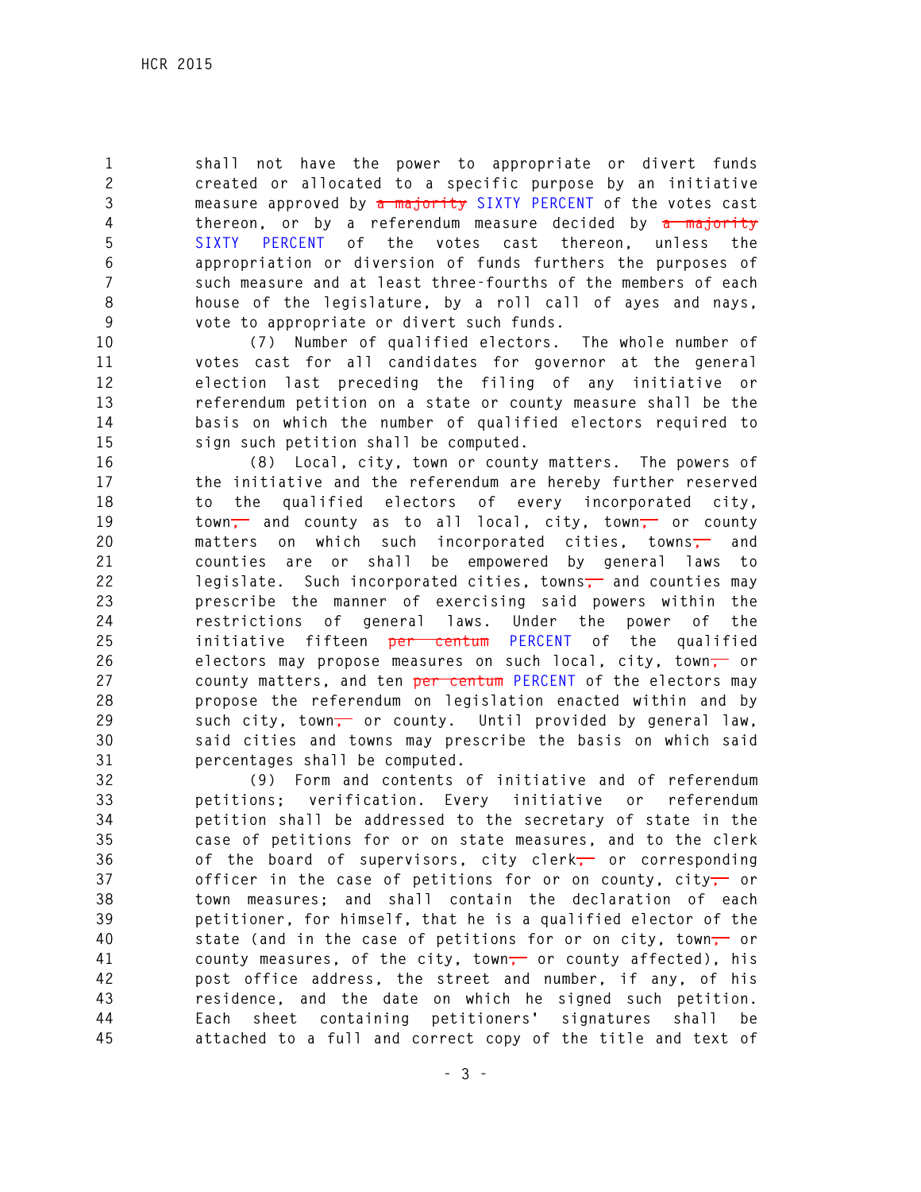shall not have the power to appropriate or divert funds created or allocated to a specific purpose by an initiative measure approved by ~~a majority~~ SIXTY PERCENT of the votes cast thereon, or by a referendum measure decided by ~~a majority~~ SIXTY PERCENT of the votes cast thereon, unless the appropriation or diversion of funds furthers the purposes of such measure and at least three-fourths of the members of each house of the legislature, by a roll call of ayes and nays, vote to appropriate or divert such funds.

(7) Number of qualified electors. The whole number of votes cast for all candidates for governor at the general election last preceding the filing of any initiative or referendum petition on a state or county measure shall be the basis on which the number of qualified electors required to sign such petition shall be computed.

(8) Local, city, town or county matters. The powers of the initiative and the referendum are hereby further reserved to the qualified electors of every incorporated city, town~~,~~ and county as to all local, city, town~~,~~ or county matters on which such incorporated cities, towns~~,~~ and counties are or shall be empowered by general laws to legislate. Such incorporated cities, towns~~,~~ and counties may prescribe the manner of exercising said powers within the restrictions of general laws. Under the power of the initiative fifteen ~~per centum~~ PERCENT of the qualified electors may propose measures on such local, city, town~~,~~ or county matters, and ten ~~per centum~~ PERCENT of the electors may propose the referendum on legislation enacted within and by such city, town~~,~~ or county. Until provided by general law, said cities and towns may prescribe the basis on which said percentages shall be computed.

(9) Form and contents of initiative and of referendum petitions; verification. Every initiative or referendum petition shall be addressed to the secretary of state in the case of petitions for or on state measures, and to the clerk of the board of supervisors, city clerk~~,~~ or corresponding officer in the case of petitions for or on county, city~~,~~ or town measures; and shall contain the declaration of each petitioner, for himself, that he is a qualified elector of the state (and in the case of petitions for or on city, town~~,~~ or county measures, of the city, town~~,~~ or county affected), his post office address, the street and number, if any, of his residence, and the date on which he signed such petition. Each sheet containing petitioners' signatures shall be attached to a full and correct copy of the title and text of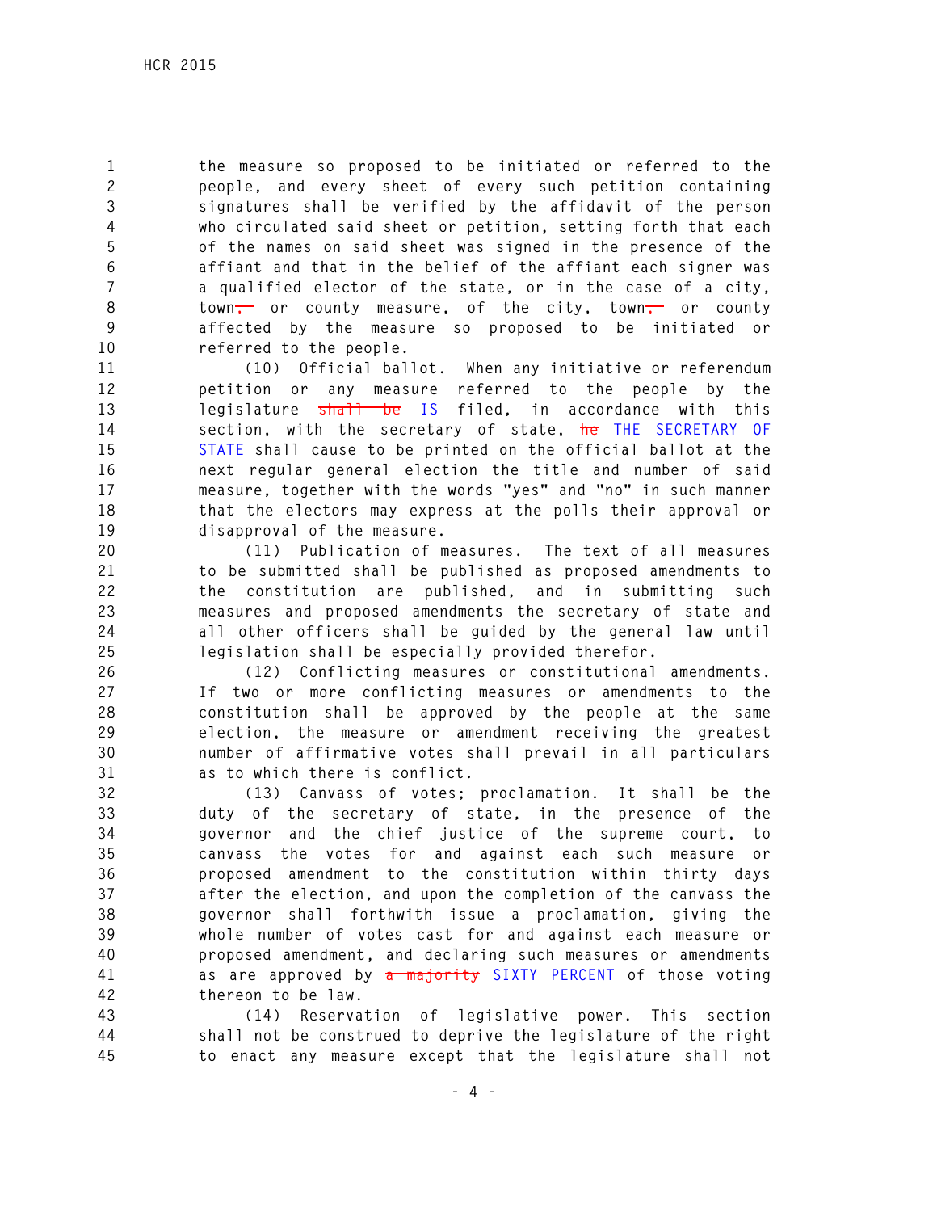the measure so proposed to be initiated or referred to the people, and every sheet of every such petition containing signatures shall be verified by the affidavit of the person who circulated said sheet or petition, setting forth that each of the names on said sheet was signed in the presence of the affiant and that in the belief of the affiant each signer was a qualified elector of the state, or in the case of a city, town~~,~~ or county measure, of the city, town~~,~~ or county affected by the measure so proposed to be initiated or referred to the people.

(10) Official ballot. When any initiative or referendum petition or any measure referred to the people by the legislature ~~shall be~~ IS filed, in accordance with this section, with the secretary of state, ~~he~~ THE SECRETARY OF STATE shall cause to be printed on the official ballot at the next regular general election the title and number of said measure, together with the words "yes" and "no" in such manner that the electors may express at the polls their approval or disapproval of the measure.

(11) Publication of measures. The text of all measures to be submitted shall be published as proposed amendments to the constitution are published, and in submitting such measures and proposed amendments the secretary of state and all other officers shall be guided by the general law until legislation shall be especially provided therefor.

(12) Conflicting measures or constitutional amendments. If two or more conflicting measures or amendments to the constitution shall be approved by the people at the same election, the measure or amendment receiving the greatest number of affirmative votes shall prevail in all particulars as to which there is conflict.

(13) Canvass of votes; proclamation. It shall be the duty of the secretary of state, in the presence of the governor and the chief justice of the supreme court, to canvass the votes for and against each such measure or proposed amendment to the constitution within thirty days after the election, and upon the completion of the canvass the governor shall forthwith issue a proclamation, giving the whole number of votes cast for and against each measure or proposed amendment, and declaring such measures or amendments as are approved by ~~a majority~~ SIXTY PERCENT of those voting thereon to be law.

(14) Reservation of legislative power. This section shall not be construed to deprive the legislature of the right to enact any measure except that the legislature shall not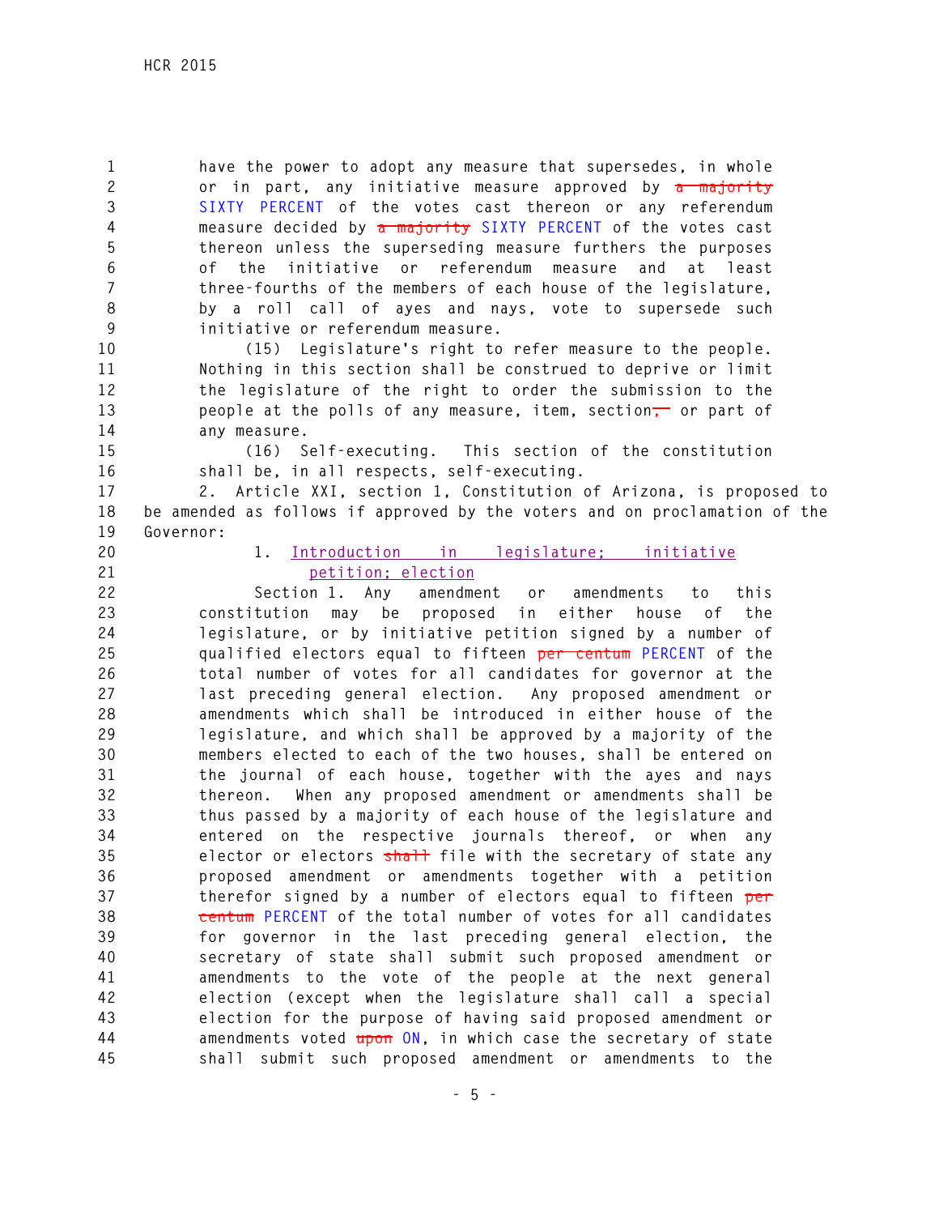have the power to adopt any measure that supersedes, in whole or in part, any initiative measure approved by ~~a majority~~ SIXTY PERCENT of the votes cast thereon or any referendum measure decided by ~~a majority~~ SIXTY PERCENT of the votes cast thereon unless the superseding measure furthers the purposes of the initiative or referendum measure and at least three-fourths of the members of each house of the legislature, by a roll call of ayes and nays, vote to supersede such initiative or referendum measure.

(15) Legislature's right to refer measure to the people. Nothing in this section shall be construed to deprive or limit the legislature of the right to order the submission to the people at the polls of any measure, item, section~~,~~ or part of any measure.

(16) Self-executing. This section of the constitution shall be, in all respects, self-executing.

2. Article XXI, section 1, Constitution of Arizona, is proposed to be amended as follows if approved by the voters and on proclamation of the Governor:

1. Introduction in legislature; initiative petition; election

Section 1. Any amendment or amendments to this constitution may be proposed in either house of the legislature, or by initiative petition signed by a number of qualified electors equal to fifteen ~~per centum~~ PERCENT of the total number of votes for all candidates for governor at the last preceding general election. Any proposed amendment or amendments which shall be introduced in either house of the legislature, and which shall be approved by a majority of the members elected to each of the two houses, shall be entered on the journal of each house, together with the ayes and nays thereon. When any proposed amendment or amendments shall be thus passed by a majority of each house of the legislature and entered on the respective journals thereof, or when any elector or electors ~~shall~~ file with the secretary of state any proposed amendment or amendments together with a petition therefor signed by a number of electors equal to fifteen ~~per centum~~ PERCENT of the total number of votes for all candidates for governor in the last preceding general election, the secretary of state shall submit such proposed amendment or amendments to the vote of the people at the next general election (except when the legislature shall call a special election for the purpose of having said proposed amendment or amendments voted ~~upon~~ ON, in which case the secretary of state shall submit such proposed amendment or amendments to the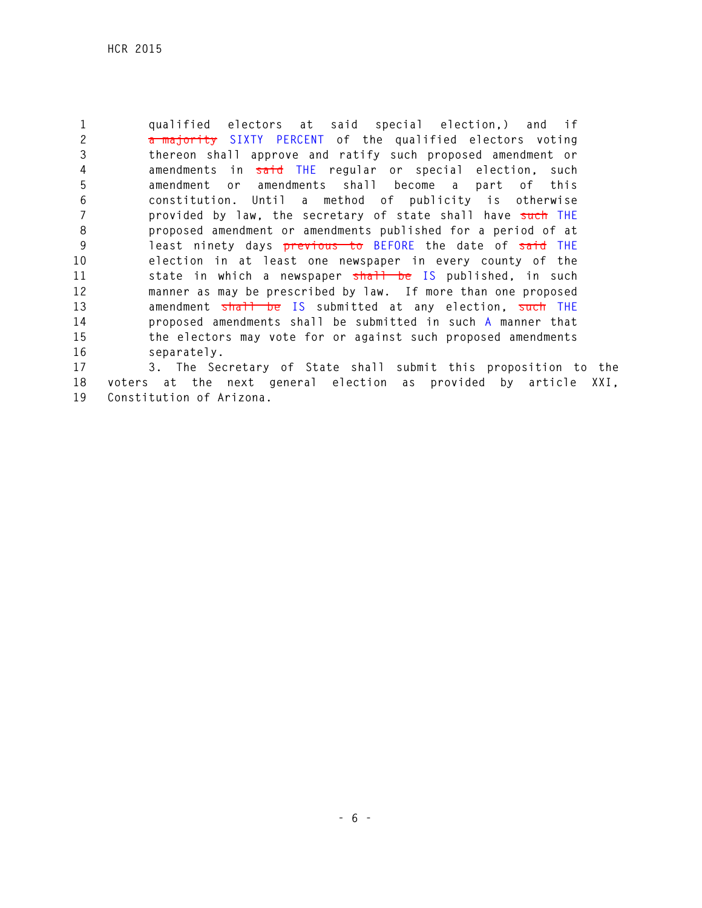qualified electors at said special election,) and if ~~a majority~~ SIXTY PERCENT of the qualified electors voting thereon shall approve and ratify such proposed amendment or amendments in ~~said~~ THE regular or special election, such amendment or amendments shall become a part of this constitution. Until a method of publicity is otherwise provided by law, the secretary of state shall have ~~such~~ THE proposed amendment or amendments published for a period of at least ninety days ~~previous to~~ BEFORE the date of ~~said~~ THE election in at least one newspaper in every county of the state in which a newspaper ~~shall be~~ IS published, in such manner as may be prescribed by law. If more than one proposed amendment ~~shall be~~ IS submitted at any election, ~~such~~ THE proposed amendments shall be submitted in such A manner that the electors may vote for or against such proposed amendments separately.

3. The Secretary of State shall submit this proposition to the voters at the next general election as provided by article XXI, Constitution of Arizona.